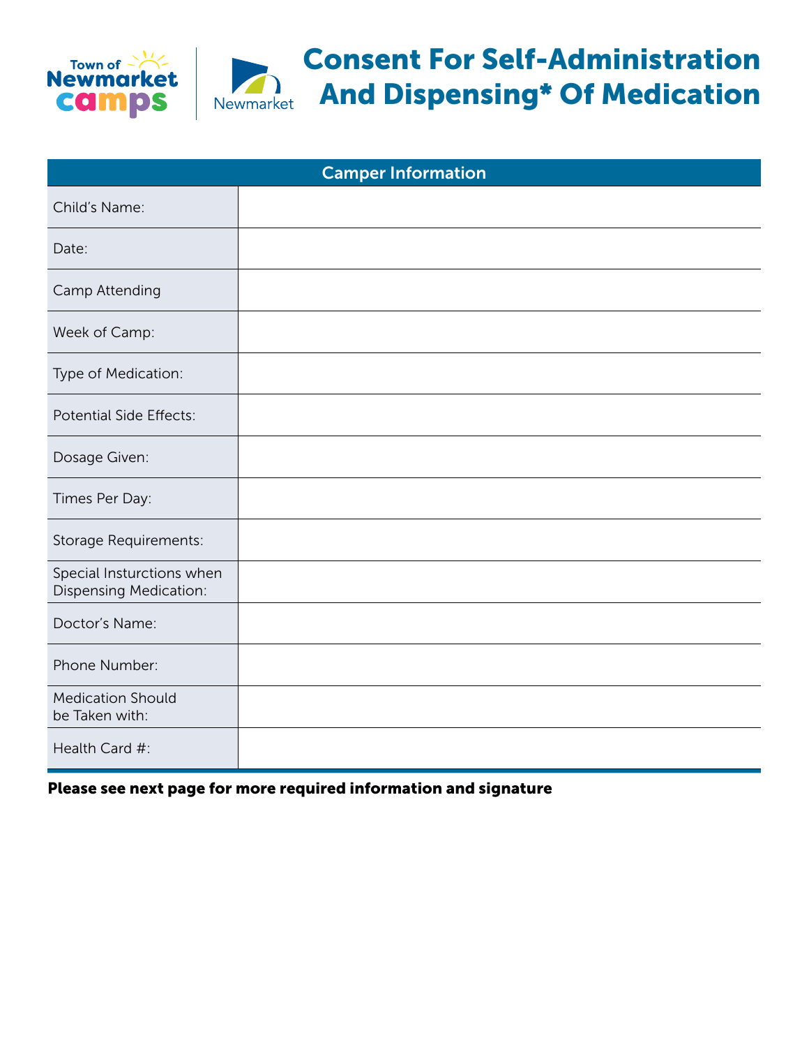Town of Newmarket camps | Newmarket

# Consent For Self-Administration And Dispensing* Of Medication

| Camper Information | |
|---|---|
| Child's Name: | |
| Date: | |
| Camp Attending | |
| Week of Camp: | |
| Type of Medication: | |
| Potential Side Effects: | |
| Dosage Given: | |
| Times Per Day: | |
| Storage Requirements: | |
| Special Insturctions when Dispensing Medication: | |
| Doctor's Name: | |
| Phone Number: | |
| Medication Should be Taken with: | |
| Health Card #: | |

**Please see next page for more required information and signature**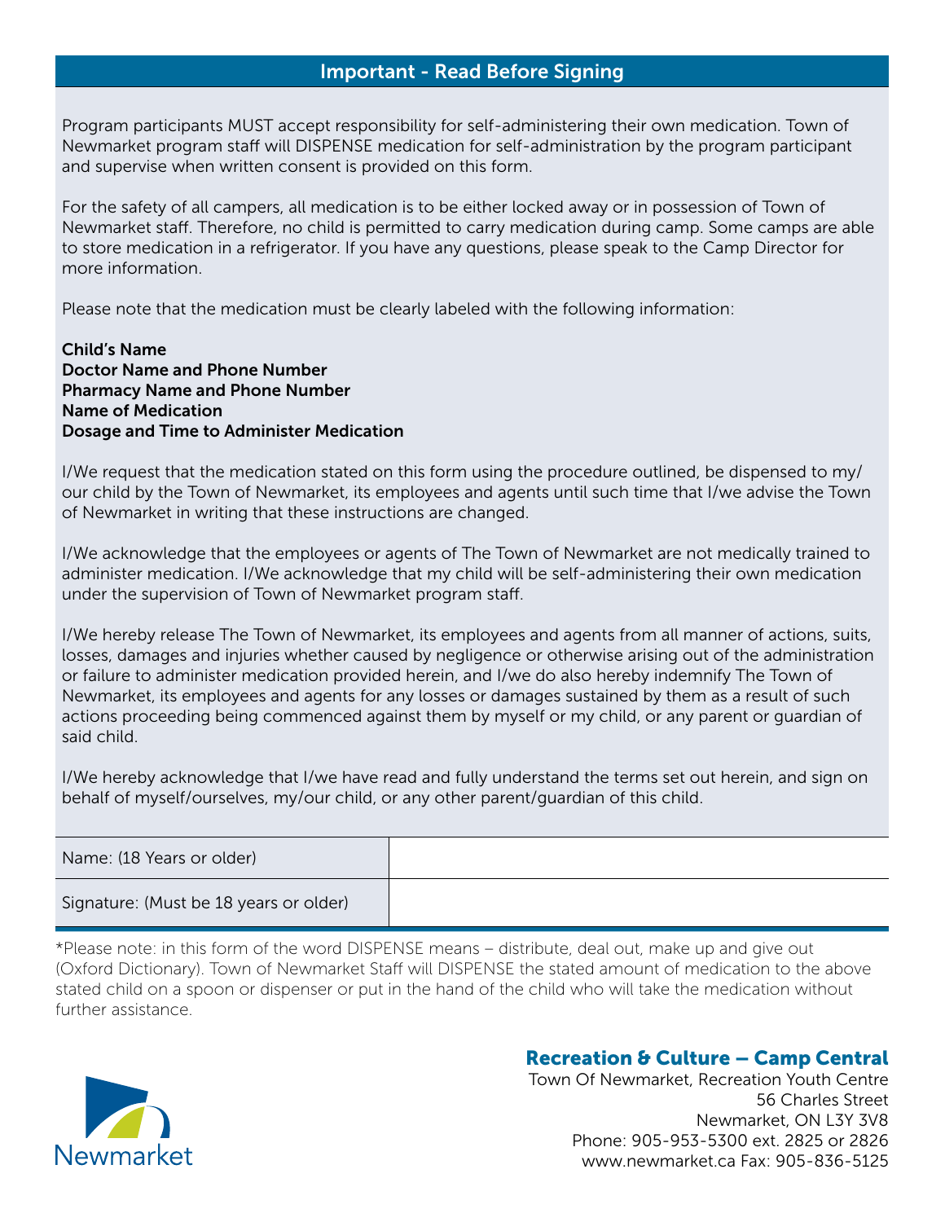## Important - Read Before Signing

Program participants MUST accept responsibility for self-administering their own medication. Town of Newmarket program staff will DISPENSE medication for self-administration by the program participant and supervise when written consent is provided on this form.

For the safety of all campers, all medication is to be either locked away or in possession of Town of Newmarket staff. Therefore, no child is permitted to carry medication during camp. Some camps are able to store medication in a refrigerator. If you have any questions, please speak to the Camp Director for more information.

Please note that the medication must be clearly labeled with the following information:

**Child's Name**
**Doctor Name and Phone Number**
**Pharmacy Name and Phone Number**
**Name of Medication**
**Dosage and Time to Administer Medication**

I/We request that the medication stated on this form using the procedure outlined, be dispensed to my/our child by the Town of Newmarket, its employees and agents until such time that I/we advise the Town of Newmarket in writing that these instructions are changed.

I/We acknowledge that the employees or agents of The Town of Newmarket are not medically trained to administer medication. I/We acknowledge that my child will be self-administering their own medication under the supervision of Town of Newmarket program staff.

I/We hereby release The Town of Newmarket, its employees and agents from all manner of actions, suits, losses, damages and injuries whether caused by negligence or otherwise arising out of the administration or failure to administer medication provided herein, and I/we do also hereby indemnify The Town of Newmarket, its employees and agents for any losses or damages sustained by them as a result of such actions proceeding being commenced against them by myself or my child, or any parent or guardian of said child.

I/We hereby acknowledge that I/we have read and fully understand the terms set out herein, and sign on behalf of myself/ourselves, my/our child, or any other parent/guardian of this child.

| | |
|---|---|
| Name: (18 Years or older) | |
| Signature: (Must be 18 years or older) | |

*Please note: in this form of the word DISPENSE means – distribute, deal out, make up and give out (Oxford Dictionary). Town of Newmarket Staff will DISPENSE the stated amount of medication to the above stated child on a spoon or dispenser or put in the hand of the child who will take the medication without further assistance.

Newmarket

**Recreation & Culture – Camp Central**
Town Of Newmarket, Recreation Youth Centre
56 Charles Street
Newmarket, ON L3Y 3V8
Phone: 905-953-5300 ext. 2825 or 2826
www.newmarket.ca Fax: 905-836-5125